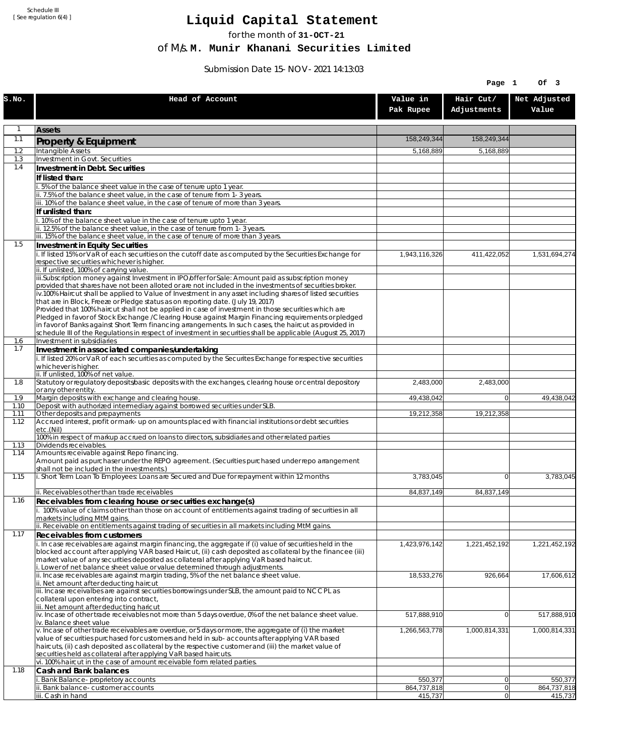Schedule III
[ See regulation 6(4) ]

# Liquid Capital Statement

for the month of **31-OCT-21**

of M/s. **M. Munir Khanani Securities Limited**

Submission Date 15-NOV-2021 14:13:03

| S.No. | Head of Account | Value in Pak Rupee | Hair Cut/ Adjustments | Net Adjusted Value |
|---|---|---|---|---|
| 1 | **Assets** | | | |
| 1.1 | **Property & Equipment** | 158,249,344 | 158,249,344 | |
| 1.2 | Intangible Assets | 5,168,889 | 5,168,889 | |
| 1.3 | Investment in Govt. Securities | | | |
| 1.4 | **Investment in Debt. Securities** | | | |
| | **If listed than:** | | | |
| | i. 5% of the balance sheet value in the case of tenure upto 1 year. | | | |
| | ii. 7.5% of the balance sheet value, in the case of tenure from 1-3 years. | | | |
| | iii. 10% of the balance sheet value, in the case of tenure of more than 3 years. | | | |
| | **If unlisted than:** | | | |
| | i. 10% of the balance sheet value in the case of tenure upto 1 year. | | | |
| | ii. 12.5% of the balance sheet value, in the case of tenure from 1-3 years. | | | |
| | iii. 15% of the balance sheet value, in the case of tenure of more than 3 years. | | | |
| 1.5 | **Investment in Equity Securities** | | | |
| | i. If listed 15% or VaR of each securities on the cutoff date as computed by the Securities Exchange for respective securities whichever is higher. | 1,943,116,326 | 411,422,052 | 1,531,694,274 |
| | ii. If unlisted, 100% of carrying value. | | | |
| | iii.Subscription money against Investment in IPO/offer for Sale: Amount paid as subscription money provided that shares have not been alloted or are not included in the investments of securities broker. | | | |
| | iv.100% Haircut shall be applied to Value of Investment in any asset including shares of listed securities that are in Block, Freeze or Pledge status as on reporting date. (July 19, 2017) Provided that 100% haircut shall not be applied in case of investment in those securities which are Pledged in favor of Stock Exchange / Clearing House against Margin Financing requirements or pledged in favor of Banks against Short Term financing arrangements. In such cases, the haircut as provided in schedule III of the Regulations in respect of investment in securities shall be applicable (August 25, 2017) | | | |
| 1.6 | Investment in subsidiaries | | | |
| 1.7 | **Investment in associated companies/undertaking** | | | |
| | i. If listed 20% or VaR of each securities as computed by the Securites Exchange for respective securities whichever is higher. | | | |
| | ii. If unlisted, 100% of net value. | | | |
| 1.8 | Statutory or regulatory deposits/basic deposits with the exchanges, clearing house or central depository or any other entity. | 2,483,000 | 2,483,000 | |
| 1.9 | Margin deposits with exchange and clearing house. | 49,438,042 | 0 | 49,438,042 |
| 1.10 | Deposit with authorized intermediary against borrowed securities under SLB. | | | |
| 1.11 | Other deposits and prepayments | 19,212,358 | 19,212,358 | |
| 1.12 | Accrued interest, profit or mark-up on amounts placed with financial institutions or debt securities etc.(Nil) | | | |
| | 100% in respect of markup accrued on loans to directors, subsidiaries and other related parties | | | |
| 1.13 | Dividends receivables. | | | |
| 1.14 | Amounts receivable against Repo financing. Amount paid as purchaser under the REPO agreement. (Securities purchased under repo arrangement shall not be included in the investments.) | | | |
| 1.15 | i. Short Term Loan To Employees: Loans are Secured and Due for repayment within 12 months | 3,783,045 | 0 | 3,783,045 |
| | ii. Receivables other than trade receivables | 84,837,149 | 84,837,149 | |
| 1.16 | **Receivables from clearing house or securities exchange(s)** | | | |
| | i. 100% value of claims other than those on account of entitlements against trading of securities in all markets including MtM gains. | | | |
| | ii. Receivable on entitlements against trading of securities in all markets including MtM gains. | | | |
| 1.17 | **Receivables from customers** | | | |
| | i. In case receivables are against margin financing, the aggregate if (i) value of securities held in the blocked account after applying VAR based Haircut, (ii) cash deposited as collateral by the financee (iii) market value of any securities deposited as collateral after applying VaR based haircut. i. Lower of net balance sheet value or value determined through adjustments. | 1,423,976,142 | 1,221,452,192 | 1,221,452,192 |
| | ii. Incase receivables are against margin trading, 5% of the net balance sheet value. ii. Net amount after deducting haircut | 18,533,276 | 926,664 | 17,606,612 |
| | iii. Incase receivalbes are against securities borrowings under SLB, the amount paid to NCCPL as collateral upon entering into contract, iii. Net amount after deducting haricut | | | |
| | iv. Incase of other trade receivables not more than 5 days overdue, 0% of the net balance sheet value. iv. Balance sheet value | 517,888,910 | 0 | 517,888,910 |
| | v. Incase of other trade receivables are overdue, or 5 days or more, the aggregate of (i) the market value of securities purchased for customers and held in sub-accounts after applying VAR based haircuts, (ii) cash deposited as collateral by the respective customer and (iii) the market value of securities held as collateral after applying VaR based haircuts. | 1,266,563,778 | 1,000,814,331 | 1,000,814,331 |
| | vi. 100% haircut in the case of amount receivable form related parties. | | | |
| 1.18 | **Cash and Bank balances** | | | |
| | i. Bank Balance-proprietory accounts | 550,377 | 0 | 550,377 |
| | ii. Bank balance-customer accounts | 864,737,818 | 0 | 864,737,818 |
| | iii. Cash in hand | 415,737 | 0 | 415,737 |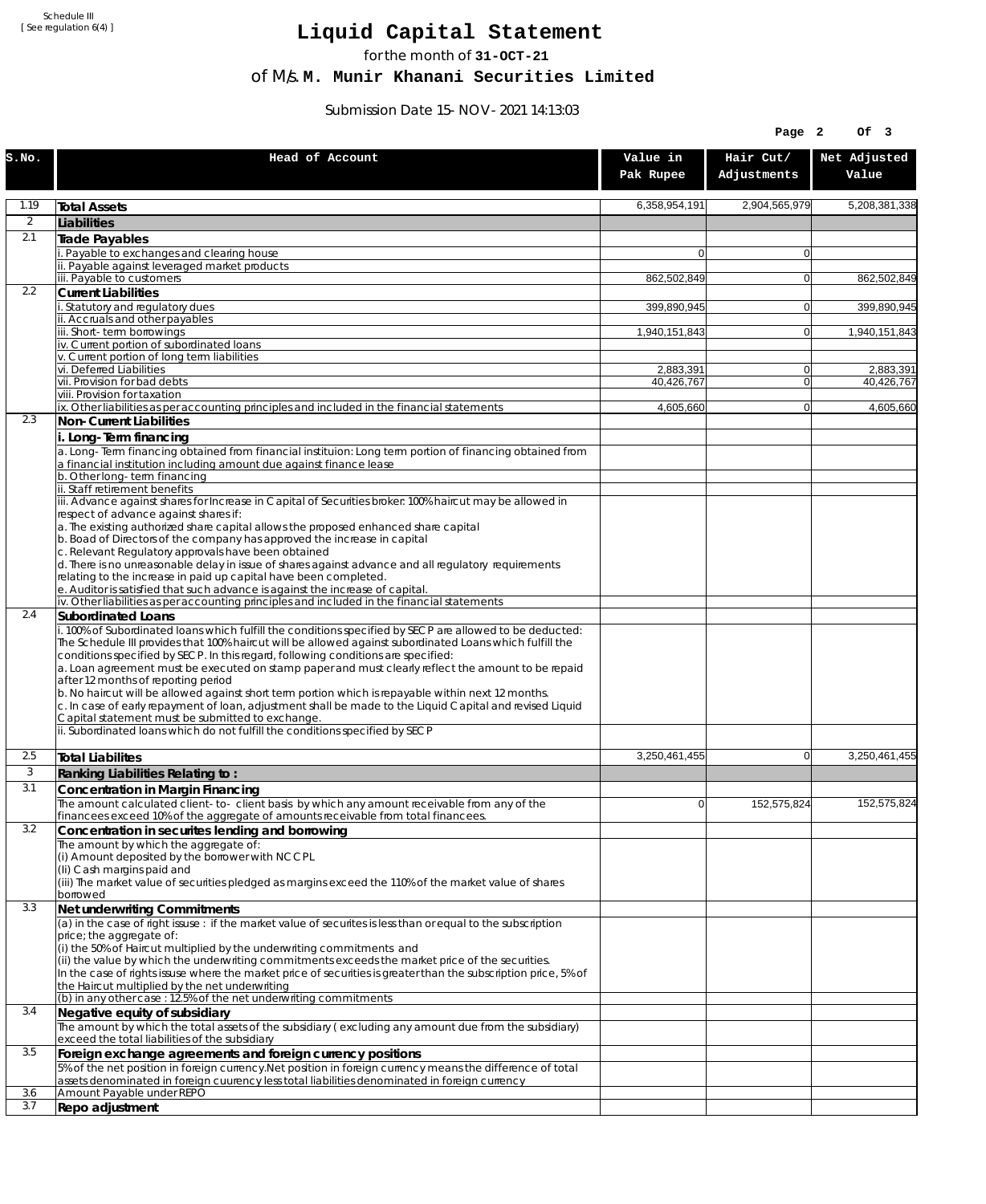Schedule III
[ See regulation 6(4) ]

# Liquid Capital Statement

for the month of **31-OCT-21**

of M/s. **M. Munir Khanani Securities Limited**

Submission Date 15-NOV-2021 14:13:03

| S.No. | Head of Account | Value in Pak Rupee | Hair Cut/ Adjustments | Net Adjusted Value |
|---|---|---|---|---|
| 1.19 | **Total Assets** | 6,358,954,191 | 2,904,565,979 | 5,208,381,338 |
| 2 | **Liabilities** | | | |
| 2.1 | **Trade Payables** | | | |
| | i. Payable to exchanges and clearing house | 0 | 0 | |
| | ii. Payable against leveraged market products | | | |
| | iii. Payable to customers | 862,502,849 | 0 | 862,502,849 |
| 2.2 | **Current Liabilities** | | | |
| | i. Statutory and regulatory dues | 399,890,945 | 0 | 399,890,945 |
| | ii. Accruals and other payables | | | |
| | iii. Short-term borrowings | 1,940,151,843 | 0 | 1,940,151,843 |
| | iv. Current portion of subordinated loans | | | |
| | v. Current portion of long term liabilities | | | |
| | vi. Deferred Liabilities | 2,883,391 | 0 | 2,883,391 |
| | vii. Provision for bad debts | 40,426,767 | 0 | 40,426,767 |
| | viii. Provision for taxation | | | |
| | ix. Other liabilities as per accounting principles and included in the financial statements | 4,605,660 | 0 | 4,605,660 |
| 2.3 | **Non-Current Liabilities** | | | |
| | **i. Long-Term financing** | | | |
| | a. Long-Term financing obtained from financial instituion: Long term portion of financing obtained from a financial institution including amount due against finance lease | | | |
| | b. Other long-term financing | | | |
| | ii. Staff retirement benefits | | | |
| | iii. Advance against shares for Increase in Capital of Securities broker: 100% haircut may be allowed in respect of advance against shares if:<br>a. The existing authorized share capital allows the proposed enhanced share capital<br>b. Boad of Directors of the company has approved the increase in capital<br>c. Relevant Regulatory approvals have been obtained<br>d. There is no unreasonable delay in issue of shares against advance and all regulatory requirements relating to the increase in paid up capital have been completed.<br>e. Auditor is satisfied that such advance is against the increase of capital. | | | |
| | iv. Other liabilities as per accounting principles and included in the financial statements | | | |
| 2.4 | **Subordinated Loans** | | | |
| | i. 100% of Subordinated loans which fulfill the conditions specified by SECP are allowed to be deducted:<br>The Schedule III provides that 100% haircut will be allowed against subordinated Loans which fulfill the conditions specified by SECP. In this regard, following conditions are specified:<br>a. Loan agreement must be executed on stamp paper and must clearly reflect the amount to be repaid after 12 months of reporting period<br>b. No haircut will be allowed against short term portion which is repayable within next 12 months.<br>c. In case of early repayment of loan, adjustment shall be made to the Liquid Capital and revised Liquid Capital statement must be submitted to exchange. | | | |
| | ii. Subordinated loans which do not fulfill the conditions specified by SECP | | | |
| 2.5 | **Total Liabilites** | 3,250,461,455 | 0 | 3,250,461,455 |
| 3 | **Ranking Liabilities Relating to :** | | | |
| 3.1 | **Concentration in Margin Financing** | | | |
| | The amount calculated client-to- client basis by which any amount receivable from any of the financees exceed 10% of the aggregate of amounts receivable from total financees. | 0 | 152,575,824 | 152,575,824 |
| 3.2 | **Concentration in securites lending and borrowing** | | | |
| | The amount by which the aggregate of:<br>(i) Amount deposited by the borrower with NCCPL<br>(Ii) Cash margins paid and<br>(iii) The market value of securities pledged as margins exceed the 110% of the market value of shares borrowed | | | |
| 3.3 | **Net underwriting Commitments** | | | |
| | (a) in the case of right issuse : if the market value of securites is less than or equal to the subscription price; the aggregate of:<br>(i) the 50% of Haircut multiplied by the underwriting commitments and<br>(ii) the value by which the underwriting commitments exceeds the market price of the securities.<br>In the case of rights issuse where the market price of securities is greater than the subscription price, 5% of the Haircut multiplied by the net underwriting | | | |
| | (b) in any other case : 12.5% of the net underwriting commitments | | | |
| 3.4 | **Negative equity of subsidiary** | | | |
| | The amount by which the total assets of the subsidiary ( excluding any amount due from the subsidiary) exceed the total liabilities of the subsidiary | | | |
| 3.5 | **Foreign exchange agreements and foreign currency positions** | | | |
| | 5% of the net position in foreign currency.Net position in foreign currency means the difference of total assets denominated in foreign cuurency less total liabilities denominated in foreign currency | | | |
| 3.6 | Amount Payable under REPO | | | |
| 3.7 | **Repo adjustment** | | | |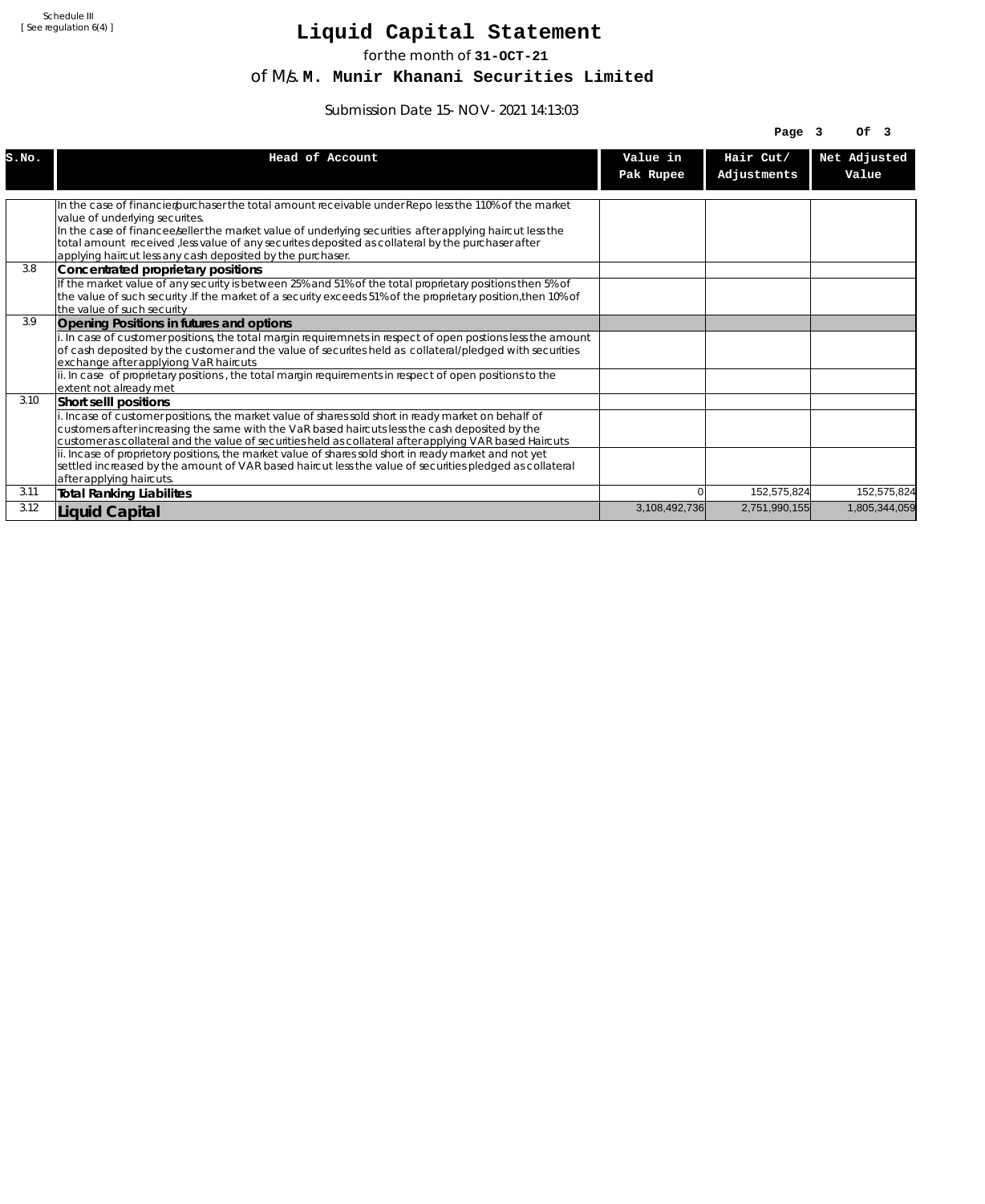Schedule III
[ See regulation 6(4) ]

# Liquid Capital Statement

for the month of **31-OCT-21**

of M/s. **M. Munir Khanani Securities Limited**

Submission Date 15-NOV-2021 14:13:03

| S.No. | Head of Account | Value in Pak Rupee | Hair Cut/ Adjustments | Net Adjusted Value |
|---|---|---|---|---|
| | In the case of financier/purchaser the total amount receivable under Repo less the 110% of the market value of underlying securites.<br>In the case of financee/seller the market value of underlying securities after applying haircut less the total amount received ,less value of any securites deposited as collateral by the purchaser after applying haircut less any cash deposited by the purchaser. | | | |
| 3.8 | **Concentrated proprietary positions** | | | |
| | If the market value of any security is between 25% and 51% of the total proprietary positions then 5% of the value of such security .If the market of a security exceeds 51% of the proprietary position,then 10% of the value of such security | | | |
| 3.9 | **Opening Positions in futures and options** | | | |
| | i. In case of customer positions, the total margin requiremnets in respect of open postions less the amount of cash deposited by the customer and the value of securites held as collateral/ pledged with securities exchange after applyiong VaR haircuts | | | |
| | ii. In case of proprietary positions , the total margin requirements in respect of open positions to the extent not already met | | | |
| 3.10 | **Short selll positions** | | | |
| | i. Incase of customer positions, the market value of shares sold short in ready market on behalf of customers after increasing the same with the VaR based haircuts less the cash deposited by the customer as collateral and the value of securities held as collateral after applying VAR based Haircuts | | | |
| | ii. Incase of proprietory positions, the market value of shares sold short in ready market and not yet settled increased by the amount of VAR based haircut less the value of securities pledged as collateral after applying haircuts. | | | |
| 3.11 | **Total Ranking Liabilites** | 0 | 152,575,824 | 152,575,824 |
| 3.12 | **Liquid Capital** | 3,108,492,736 | 2,751,990,155 | 1,805,344,059 |